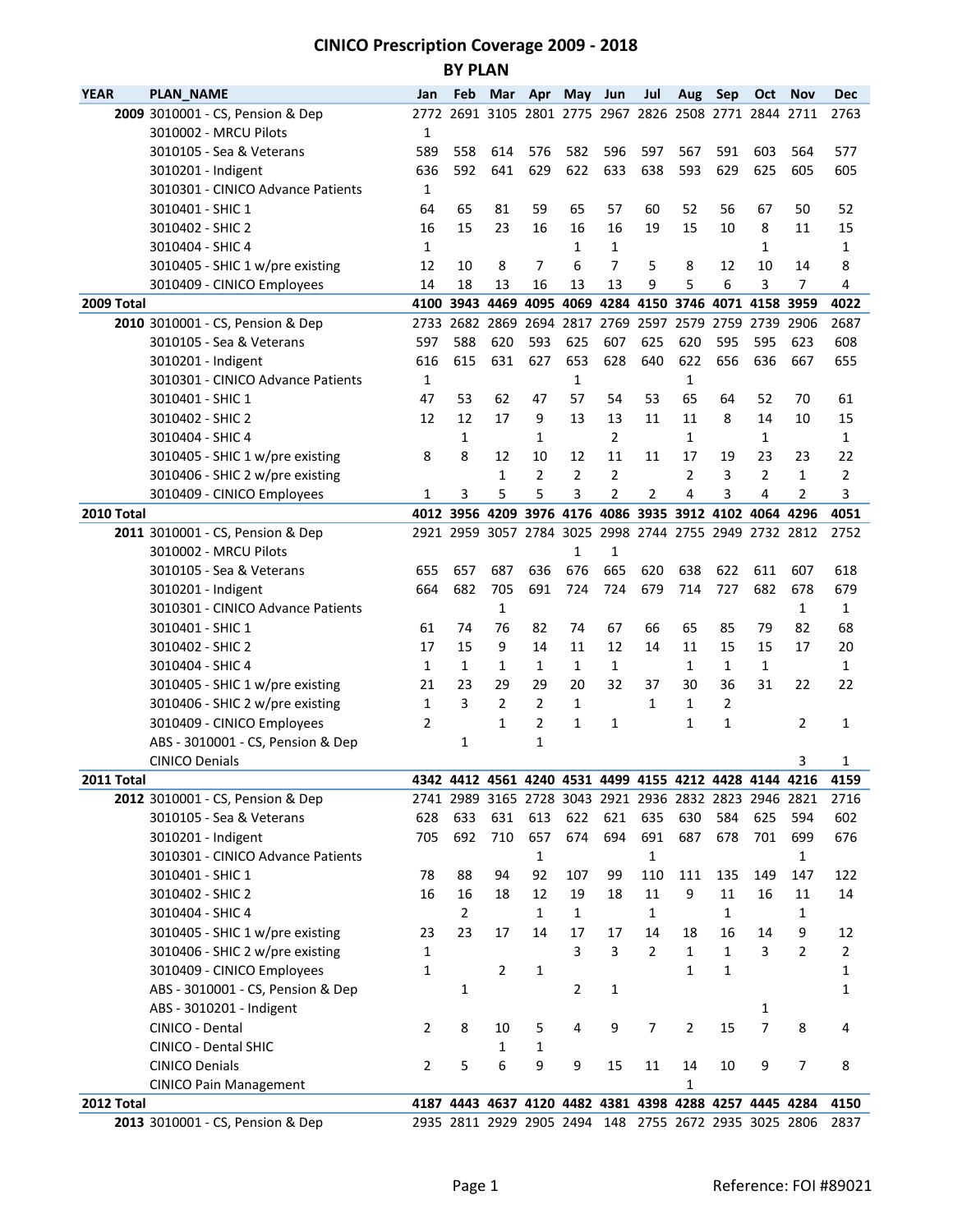# CINICO Prescription Coverage 2009 - 2018

## BY PLAN

| YEAR | PLAN_NAME | Jan | Feb | Mar | Apr | May | Jun | Jul | Aug | Sep | Oct | Nov | Dec |
|---|---|---|---|---|---|---|---|---|---|---|---|---|---|
| **2009** | 3010001 - CS, Pension & Dep | 2772 | 2691 | 3105 | 2801 | 2775 | 2967 | 2826 | 2508 | 2771 | 2844 | 2711 | 2763 |
| | 3010002 - MRCU Pilots | 1 | | | | | | | | | | | |
| | 3010105 - Sea & Veterans | 589 | 558 | 614 | 576 | 582 | 596 | 597 | 567 | 591 | 603 | 564 | 577 |
| | 3010201 - Indigent | 636 | 592 | 641 | 629 | 622 | 633 | 638 | 593 | 629 | 625 | 605 | 605 |
| | 3010301 - CINICO Advance Patients | 1 | | | | | | | | | | | |
| | 3010401 - SHIC 1 | 64 | 65 | 81 | 59 | 65 | 57 | 60 | 52 | 56 | 67 | 50 | 52 |
| | 3010402 - SHIC 2 | 16 | 15 | 23 | 16 | 16 | 16 | 19 | 15 | 10 | 8 | 11 | 15 |
| | 3010404 - SHIC 4 | 1 | | | | 1 | 1 | | | | 1 | | 1 |
| | 3010405 - SHIC 1 w/pre existing | 12 | 10 | 8 | 7 | 6 | 7 | 5 | 8 | 12 | 10 | 14 | 8 |
| | 3010409 - CINICO Employees | 14 | 18 | 13 | 16 | 13 | 13 | 9 | 5 | 6 | 3 | 7 | 4 |
| **2009 Total** | | **4100** | **3943** | **4469** | **4095** | **4069** | **4284** | **4150** | **3746** | **4071** | **4158** | **3959** | **4022** |
| **2010** | 3010001 - CS, Pension & Dep | 2733 | 2682 | 2869 | 2694 | 2817 | 2769 | 2597 | 2579 | 2759 | 2739 | 2906 | 2687 |
| | 3010105 - Sea & Veterans | 597 | 588 | 620 | 593 | 625 | 607 | 625 | 620 | 595 | 595 | 623 | 608 |
| | 3010201 - Indigent | 616 | 615 | 631 | 627 | 653 | 628 | 640 | 622 | 656 | 636 | 667 | 655 |
| | 3010301 - CINICO Advance Patients | 1 | | | | 1 | | | 1 | | | | |
| | 3010401 - SHIC 1 | 47 | 53 | 62 | 47 | 57 | 54 | 53 | 65 | 64 | 52 | 70 | 61 |
| | 3010402 - SHIC 2 | 12 | 12 | 17 | 9 | 13 | 13 | 11 | 11 | 8 | 14 | 10 | 15 |
| | 3010404 - SHIC 4 | | 1 | | 1 | | 2 | | 1 | | 1 | | 1 |
| | 3010405 - SHIC 1 w/pre existing | 8 | 8 | 12 | 10 | 12 | 11 | 11 | 17 | 19 | 23 | 23 | 22 |
| | 3010406 - SHIC 2 w/pre existing | | | 1 | 2 | 2 | 2 | | 2 | 3 | 2 | 1 | 2 |
| | 3010409 - CINICO Employees | 1 | 3 | 5 | 5 | 3 | 2 | 2 | 4 | 3 | 4 | 2 | 3 |
| **2010 Total** | | **4012** | **3956** | **4209** | **3976** | **4176** | **4086** | **3935** | **3912** | **4102** | **4064** | **4296** | **4051** |
| **2011** | 3010001 - CS, Pension & Dep | 2921 | 2959 | 3057 | 2784 | 3025 | 2998 | 2744 | 2755 | 2949 | 2732 | 2812 | 2752 |
| | 3010002 - MRCU Pilots | | | | | 1 | 1 | | | | | | |
| | 3010105 - Sea & Veterans | 655 | 657 | 687 | 636 | 676 | 665 | 620 | 638 | 622 | 611 | 607 | 618 |
| | 3010201 - Indigent | 664 | 682 | 705 | 691 | 724 | 724 | 679 | 714 | 727 | 682 | 678 | 679 |
| | 3010301 - CINICO Advance Patients | | | 1 | | | | | | | | 1 | 1 |
| | 3010401 - SHIC 1 | 61 | 74 | 76 | 82 | 74 | 67 | 66 | 65 | 85 | 79 | 82 | 68 |
| | 3010402 - SHIC 2 | 17 | 15 | 9 | 14 | 11 | 12 | 14 | 11 | 15 | 15 | 17 | 20 |
| | 3010404 - SHIC 4 | 1 | 1 | 1 | 1 | 1 | 1 | | 1 | 1 | 1 | | 1 |
| | 3010405 - SHIC 1 w/pre existing | 21 | 23 | 29 | 29 | 20 | 32 | 37 | 30 | 36 | 31 | 22 | 22 |
| | 3010406 - SHIC 2 w/pre existing | 1 | 3 | 2 | 2 | 1 | | 1 | 1 | 2 | | | |
| | 3010409 - CINICO Employees | 2 | | 1 | 2 | 1 | 1 | | 1 | 1 | | 2 | 1 |
| | ABS - 3010001 - CS, Pension & Dep | | 1 | | 1 | | | | | | | | |
| | CINICO Denials | | | | | | | | | | | 3 | 1 |
| **2011 Total** | | **4342** | **4412** | **4561** | **4240** | **4531** | **4499** | **4155** | **4212** | **4428** | **4144** | **4216** | **4159** |
| **2012** | 3010001 - CS, Pension & Dep | 2741 | 2989 | 3165 | 2728 | 3043 | 2921 | 2936 | 2832 | 2823 | 2946 | 2821 | 2716 |
| | 3010105 - Sea & Veterans | 628 | 633 | 631 | 613 | 622 | 621 | 635 | 630 | 584 | 625 | 594 | 602 |
| | 3010201 - Indigent | 705 | 692 | 710 | 657 | 674 | 694 | 691 | 687 | 678 | 701 | 699 | 676 |
| | 3010301 - CINICO Advance Patients | | | | 1 | | | 1 | | | | 1 | |
| | 3010401 - SHIC 1 | 78 | 88 | 94 | 92 | 107 | 99 | 110 | 111 | 135 | 149 | 147 | 122 |
| | 3010402 - SHIC 2 | 16 | 16 | 18 | 12 | 19 | 18 | 11 | 9 | 11 | 16 | 11 | 14 |
| | 3010404 - SHIC 4 | | 2 | | 1 | 1 | | 1 | | 1 | | 1 | |
| | 3010405 - SHIC 1 w/pre existing | 23 | 23 | 17 | 14 | 17 | 17 | 14 | 18 | 16 | 14 | 9 | 12 |
| | 3010406 - SHIC 2 w/pre existing | 1 | | | | 3 | 3 | 2 | 1 | 1 | 3 | 2 | 2 |
| | 3010409 - CINICO Employees | 1 | | 2 | 1 | | | | 1 | 1 | | | 1 |
| | ABS - 3010001 - CS, Pension & Dep | | 1 | | | 2 | 1 | | | | | | 1 |
| | ABS - 3010201 - Indigent | | | | | | | | | | 1 | | |
| | CINICO - Dental | 2 | 8 | 10 | 5 | 4 | 9 | 7 | 2 | 15 | 7 | 8 | 4 |
| | CINICO - Dental SHIC | | | 1 | 1 | | | | | | | | |
| | CINICO Denials | 2 | 5 | 6 | 9 | 9 | 15 | 11 | 14 | 10 | 9 | 7 | 8 |
| | CINICO Pain Management | | | | | | | | 1 | | | | |
| **2012 Total** | | **4187** | **4443** | **4637** | **4120** | **4482** | **4381** | **4398** | **4288** | **4257** | **4445** | **4284** | **4150** |
| **2013** | 3010001 - CS, Pension & Dep | 2935 | 2811 | 2929 | 2905 | 2494 | 148 | 2755 | 2672 | 2935 | 3025 | 2806 | 2837 |

Reference: FOI #89021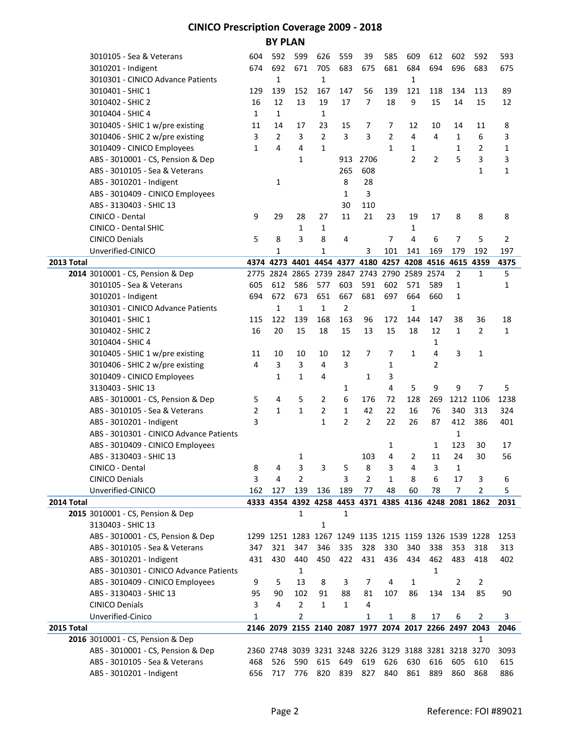# CINICO Prescription Coverage 2009 - 2018

## BY PLAN

| Year | Plan | | | | | | | | | | | | |
|---|---|---|---|---|---|---|---|---|---|---|---|---|---|
| | 3010105 - Sea & Veterans | 604 | 592 | 599 | 626 | 559 | 39 | 585 | 609 | 612 | 602 | 592 | 593 |
| | 3010201 - Indigent | 674 | 692 | 671 | 705 | 683 | 675 | 681 | 684 | 694 | 696 | 683 | 675 |
| | 3010301 - CINICO Advance Patients | | 1 | | 1 | | | | 1 | | | | |
| | 3010401 - SHIC 1 | 129 | 139 | 152 | 167 | 147 | 56 | 139 | 121 | 118 | 134 | 113 | 89 |
| | 3010402 - SHIC 2 | 16 | 12 | 13 | 19 | 17 | 7 | 18 | 9 | 15 | 14 | 15 | 12 |
| | 3010404 - SHIC 4 | 1 | 1 | | 1 | | | | | | | | |
| | 3010405 - SHIC 1 w/pre existing | 11 | 14 | 17 | 23 | 15 | 7 | 7 | 12 | 10 | 14 | 11 | 8 |
| | 3010406 - SHIC 2 w/pre existing | 3 | 2 | 3 | 2 | 3 | 3 | 2 | 4 | 4 | 1 | 6 | 3 |
| | 3010409 - CINICO Employees | 1 | 4 | 4 | 1 | | | 1 | 1 | | 1 | 2 | 1 |
| | ABS - 3010001 - CS, Pension & Dep | | | 1 | | 913 | 2706 | | 2 | 2 | 5 | 3 | 3 |
| | ABS - 3010105 - Sea & Veterans | | | | | 265 | 608 | | | | | 1 | 1 |
| | ABS - 3010201 - Indigent | | 1 | | | 8 | 28 | | | | | | |
| | ABS - 3010409 - CINICO Employees | | | | | 1 | 3 | | | | | | |
| | ABS - 3130403 - SHIC 13 | | | | | 30 | 110 | | | | | | |
| | CINICO - Dental | 9 | 29 | 28 | 27 | 11 | 21 | 23 | 19 | 17 | 8 | 8 | 8 |
| | CINICO - Dental SHIC | | | 1 | 1 | | | | 1 | | | | |
| | CINICO Denials | 5 | 8 | 3 | 8 | 4 | | 7 | 4 | 6 | 7 | 5 | 2 |
| | Unverified-CINICO | | 1 | | 1 | | 3 | 101 | 141 | 169 | 179 | 192 | 197 |
| **2013 Total** | | **4374** | **4273** | **4401** | **4454** | **4377** | **4180** | **4257** | **4208** | **4516** | **4615** | **4359** | **4375** |
| **2014** | 3010001 - CS, Pension & Dep | 2775 | 2824 | 2865 | 2739 | 2847 | 2743 | 2790 | 2589 | 2574 | 2 | 1 | 5 |
| | 3010105 - Sea & Veterans | 605 | 612 | 586 | 577 | 603 | 591 | 602 | 571 | 589 | 1 | | 1 |
| | 3010201 - Indigent | 694 | 672 | 673 | 651 | 667 | 681 | 697 | 664 | 660 | 1 | | |
| | 3010301 - CINICO Advance Patients | | 1 | 1 | 1 | 2 | | | 1 | | | | |
| | 3010401 - SHIC 1 | 115 | 122 | 139 | 168 | 163 | 96 | 172 | 144 | 147 | 38 | 36 | 18 |
| | 3010402 - SHIC 2 | 16 | 20 | 15 | 18 | 15 | 13 | 15 | 18 | 12 | 1 | 2 | 1 |
| | 3010404 - SHIC 4 | | | | | | | | | 1 | | | |
| | 3010405 - SHIC 1 w/pre existing | 11 | 10 | 10 | 10 | 12 | 7 | 7 | 1 | 4 | 3 | 1 | |
| | 3010406 - SHIC 2 w/pre existing | 4 | 3 | 3 | 4 | 3 | | 1 | | 2 | | | |
| | 3010409 - CINICO Employees | | 1 | 1 | 4 | | 1 | 3 | | | | | |
| | 3130403 - SHIC 13 | | | | | 1 | | 4 | 5 | 9 | 9 | 7 | 5 |
| | ABS - 3010001 - CS, Pension & Dep | 5 | 4 | 5 | 2 | 6 | 176 | 72 | 128 | 269 | 1212 | 1106 | 1238 |
| | ABS - 3010105 - Sea & Veterans | 2 | 1 | 1 | 2 | 1 | 42 | 22 | 16 | 76 | 340 | 313 | 324 |
| | ABS - 3010201 - Indigent | 3 | | | 1 | 2 | 2 | 22 | 26 | 87 | 412 | 386 | 401 |
| | ABS - 3010301 - CINICO Advance Patients | | | | | | | | | | 1 | | |
| | ABS - 3010409 - CINICO Employees | | | | | | | 1 | | 1 | 123 | 30 | 17 |
| | ABS - 3130403 - SHIC 13 | | | 1 | | | 103 | 4 | 2 | 11 | 24 | 30 | 56 |
| | CINICO - Dental | 8 | 4 | 3 | 3 | 5 | 8 | 3 | 4 | 3 | 1 | | |
| | CINICO Denials | 3 | 4 | 2 | | 3 | 2 | 1 | 8 | 6 | 17 | 3 | 6 |
| | Unverified-CINICO | 162 | 127 | 139 | 136 | 189 | 77 | 48 | 60 | 78 | 7 | 2 | 5 |
| **2014 Total** | | **4333** | **4354** | **4392** | **4258** | **4453** | **4371** | **4385** | **4136** | **4248** | **2081** | **1862** | **2031** |
| **2015** | 3010001 - CS, Pension & Dep | | | 1 | | 1 | | | | | | | |
| | 3130403 - SHIC 13 | | | | 1 | | | | | | | | |
| | ABS - 3010001 - CS, Pension & Dep | 1299 | 1251 | 1283 | 1267 | 1249 | 1135 | 1215 | 1159 | 1326 | 1539 | 1228 | 1253 |
| | ABS - 3010105 - Sea & Veterans | 347 | 321 | 347 | 346 | 335 | 328 | 330 | 340 | 338 | 353 | 318 | 313 |
| | ABS - 3010201 - Indigent | 431 | 430 | 440 | 450 | 422 | 431 | 436 | 434 | 462 | 483 | 418 | 402 |
| | ABS - 3010301 - CINICO Advance Patients | | | 1 | | | | | | 1 | | | |
| | ABS - 3010409 - CINICO Employees | 9 | 5 | 13 | 8 | 3 | 7 | 4 | 1 | | 2 | 2 | |
| | ABS - 3130403 - SHIC 13 | 95 | 90 | 102 | 91 | 88 | 81 | 107 | 86 | 134 | 134 | 85 | 90 |
| | CINICO Denials | 3 | 4 | 2 | 1 | 1 | 4 | | | | | | |
| | Unverified-Cinico | 1 | | 2 | | | 1 | 1 | 8 | 17 | 6 | 2 | 3 |
| **2015 Total** | | **2146** | **2079** | **2155** | **2140** | **2087** | **1977** | **2074** | **2017** | **2266** | **2497** | **2043** | **2046** |
| **2016** | 3010001 - CS, Pension & Dep | | | | | | | | | | | 1 | |
| | ABS - 3010001 - CS, Pension & Dep | 2360 | 2748 | 3039 | 3231 | 3248 | 3226 | 3129 | 3188 | 3281 | 3218 | 3270 | 3093 |
| | ABS - 3010105 - Sea & Veterans | 468 | 526 | 590 | 615 | 649 | 619 | 626 | 630 | 616 | 605 | 610 | 615 |
| | ABS - 3010201 - Indigent | 656 | 717 | 776 | 820 | 839 | 827 | 840 | 861 | 889 | 860 | 868 | 886 |

Reference: FOI #89021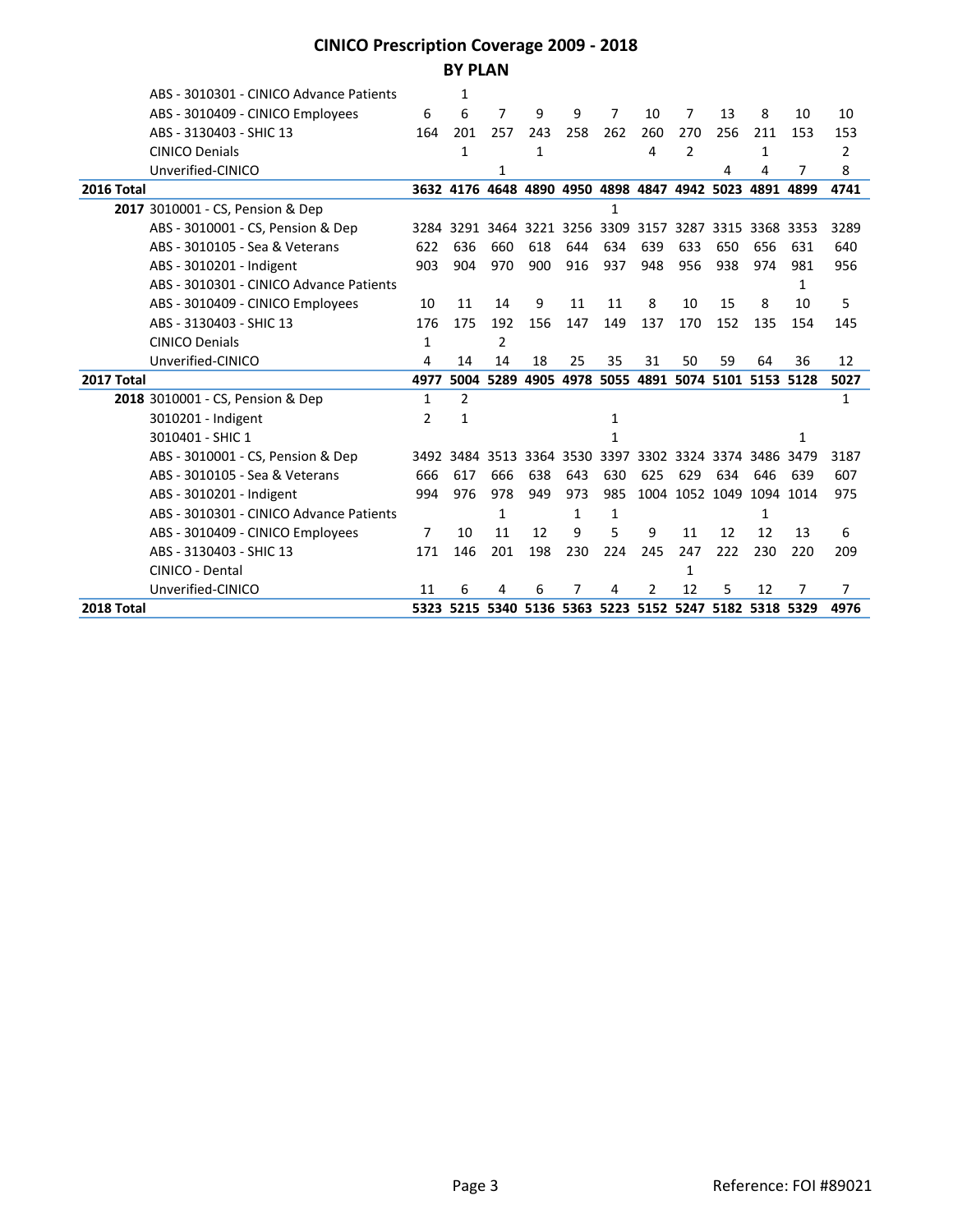# CINICO Prescription Coverage 2009 - 2018

## BY PLAN

| | | | | | | | | | | | | | |
|---|---|---|---|---|---|---|---|---|---|---|---|---|---|
| | ABS - 3010301 - CINICO Advance Patients | | 1 | | | | | | | | | | |
| | ABS - 3010409 - CINICO Employees | 6 | 6 | 7 | 9 | 9 | 7 | 10 | 7 | 13 | 8 | 10 | 10 |
| | ABS - 3130403 - SHIC 13 | 164 | 201 | 257 | 243 | 258 | 262 | 260 | 270 | 256 | 211 | 153 | 153 |
| | CINICO Denials | | 1 | | 1 | | | 4 | 2 | | 1 | | 2 |
| | Unverified-CINICO | | | 1 | | | | | | 4 | 4 | 7 | 8 |
| **2016 Total** | | **3632** | **4176** | **4648** | **4890** | **4950** | **4898** | **4847** | **4942** | **5023** | **4891** | **4899** | **4741** |
| **2017** | 3010001 - CS, Pension & Dep | | | | | | 1 | | | | | | |
| | ABS - 3010001 - CS, Pension & Dep | 3284 | 3291 | 3464 | 3221 | 3256 | 3309 | 3157 | 3287 | 3315 | 3368 | 3353 | 3289 |
| | ABS - 3010105 - Sea & Veterans | 622 | 636 | 660 | 618 | 644 | 634 | 639 | 633 | 650 | 656 | 631 | 640 |
| | ABS - 3010201 - Indigent | 903 | 904 | 970 | 900 | 916 | 937 | 948 | 956 | 938 | 974 | 981 | 956 |
| | ABS - 3010301 - CINICO Advance Patients | | | | | | | | | | | 1 | |
| | ABS - 3010409 - CINICO Employees | 10 | 11 | 14 | 9 | 11 | 11 | 8 | 10 | 15 | 8 | 10 | 5 |
| | ABS - 3130403 - SHIC 13 | 176 | 175 | 192 | 156 | 147 | 149 | 137 | 170 | 152 | 135 | 154 | 145 |
| | CINICO Denials | 1 | | 2 | | | | | | | | | |
| | Unverified-CINICO | 4 | 14 | 14 | 18 | 25 | 35 | 31 | 50 | 59 | 64 | 36 | 12 |
| **2017 Total** | | **4977** | **5004** | **5289** | **4905** | **4978** | **5055** | **4891** | **5074** | **5101** | **5153** | **5128** | **5027** |
| **2018** | 3010001 - CS, Pension & Dep | 1 | 2 | | | | | | | | | | 1 |
| | 3010201 - Indigent | 2 | 1 | | | | 1 | | | | | | |
| | 3010401 - SHIC 1 | | | | | | 1 | | | | | 1 | |
| | ABS - 3010001 - CS, Pension & Dep | 3492 | 3484 | 3513 | 3364 | 3530 | 3397 | 3302 | 3324 | 3374 | 3486 | 3479 | 3187 |
| | ABS - 3010105 - Sea & Veterans | 666 | 617 | 666 | 638 | 643 | 630 | 625 | 629 | 634 | 646 | 639 | 607 |
| | ABS - 3010201 - Indigent | 994 | 976 | 978 | 949 | 973 | 985 | 1004 | 1052 | 1049 | 1094 | 1014 | 975 |
| | ABS - 3010301 - CINICO Advance Patients | | | 1 | | 1 | 1 | | | | 1 | | |
| | ABS - 3010409 - CINICO Employees | 7 | 10 | 11 | 12 | 9 | 5 | 9 | 11 | 12 | 12 | 13 | 6 |
| | ABS - 3130403 - SHIC 13 | 171 | 146 | 201 | 198 | 230 | 224 | 245 | 247 | 222 | 230 | 220 | 209 |
| | CINICO - Dental | | | | | | | | 1 | | | | |
| | Unverified-CINICO | 11 | 6 | 4 | 6 | 7 | 4 | 2 | 12 | 5 | 12 | 7 | 7 |
| **2018 Total** | | **5323** | **5215** | **5340** | **5136** | **5363** | **5223** | **5152** | **5247** | **5182** | **5318** | **5329** | **4976** |

Reference: FOI #89021